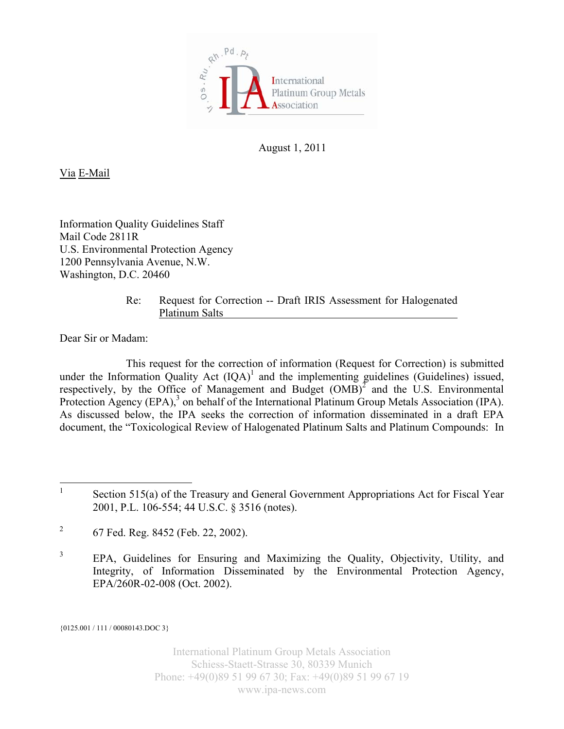International Platinum Group Metals Association

August 1, 2011

Via E-Mail

Information Quality Guidelines Staff
Mail Code 2811R
U.S. Environmental Protection Agency
1200 Pennsylvania Avenue, N.W.
Washington, D.C. 20460

Re: Request for Correction -- Draft IRIS Assessment for Halogenated Platinum Salts

Dear Sir or Madam:

This request for the correction of information (Request for Correction) is submitted under the Information Quality Act (IQA)[1] and the implementing guidelines (Guidelines) issued, respectively, by the Office of Management and Budget (OMB)[2] and the U.S. Environmental Protection Agency (EPA),[3] on behalf of the International Platinum Group Metals Association (IPA). As discussed below, the IPA seeks the correction of information disseminated in a draft EPA document, the "Toxicological Review of Halogenated Platinum Salts and Platinum Compounds: In

---

[1] Section 515(a) of the Treasury and General Government Appropriations Act for Fiscal Year 2001, P.L. 106-554; 44 U.S.C. § 3516 (notes).

[2] 67 Fed. Reg. 8452 (Feb. 22, 2002).

[3] EPA, Guidelines for Ensuring and Maximizing the Quality, Objectivity, Utility, and Integrity, of Information Disseminated by the Environmental Protection Agency, EPA/260R-02-008 (Oct. 2002).

{0125.001 / 111 / 00080143.DOC 3}

International Platinum Group Metals Association
Schiess-Staett-Strasse 30, 80339 Munich
Phone: +49(0)89 51 99 67 30; Fax: +49(0)89 51 99 67 19
www.ipa-news.com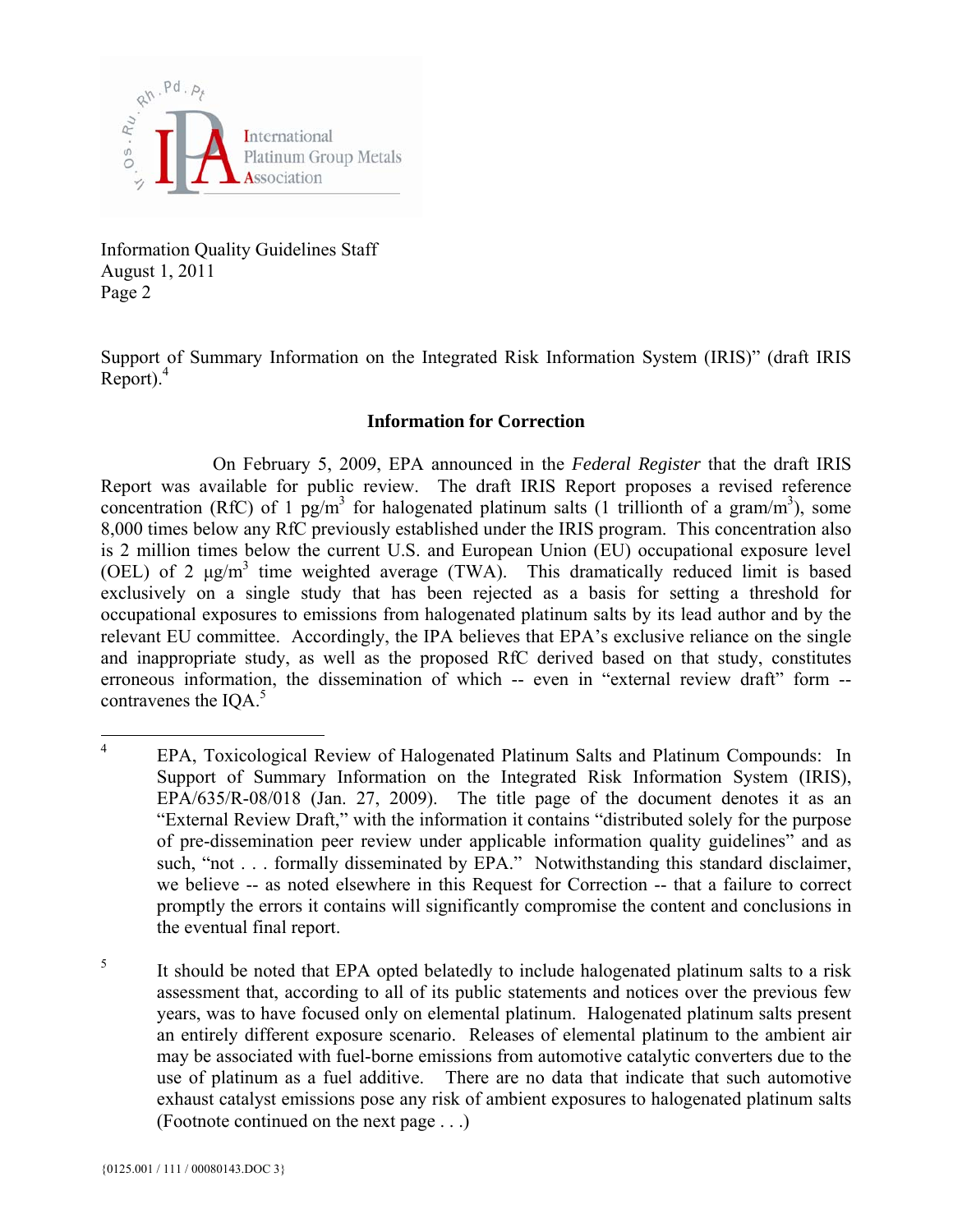Support of Summary Information on the Integrated Risk Information System (IRIS)" (draft IRIS Report).[4]

## Information for Correction

On February 5, 2009, EPA announced in the *Federal Register* that the draft IRIS Report was available for public review. The draft IRIS Report proposes a revised reference concentration (RfC) of 1 pg/m$^3$ for halogenated platinum salts (1 trillionth of a gram/m$^3$), some 8,000 times below any RfC previously established under the IRIS program. This concentration also is 2 million times below the current U.S. and European Union (EU) occupational exposure level (OEL) of 2 µg/m$^3$ time weighted average (TWA). This dramatically reduced limit is based exclusively on a single study that has been rejected as a basis for setting a threshold for occupational exposures to emissions from halogenated platinum salts by its lead author and by the relevant EU committee. Accordingly, the IPA believes that EPA's exclusive reliance on the single and inappropriate study, as well as the proposed RfC derived based on that study, constitutes erroneous information, the dissemination of which -- even in "external review draft" form -- contravenes the IQA.[5]

---

[4] EPA, Toxicological Review of Halogenated Platinum Salts and Platinum Compounds: In Support of Summary Information on the Integrated Risk Information System (IRIS), EPA/635/R-08/018 (Jan. 27, 2009). The title page of the document denotes it as an "External Review Draft," with the information it contains "distributed solely for the purpose of pre-dissemination peer review under applicable information quality guidelines" and as such, "not . . . formally disseminated by EPA." Notwithstanding this standard disclaimer, we believe -- as noted elsewhere in this Request for Correction -- that a failure to correct promptly the errors it contains will significantly compromise the content and conclusions in the eventual final report.

[5] It should be noted that EPA opted belatedly to include halogenated platinum salts to a risk assessment that, according to all of its public statements and notices over the previous few years, was to have focused only on elemental platinum. Halogenated platinum salts present an entirely different exposure scenario. Releases of elemental platinum to the ambient air may be associated with fuel-borne emissions from automotive catalytic converters due to the use of platinum as a fuel additive. There are no data that indicate that such automotive exhaust catalyst emissions pose any risk of ambient exposures to halogenated platinum salts (Footnote continued on the next page . . .)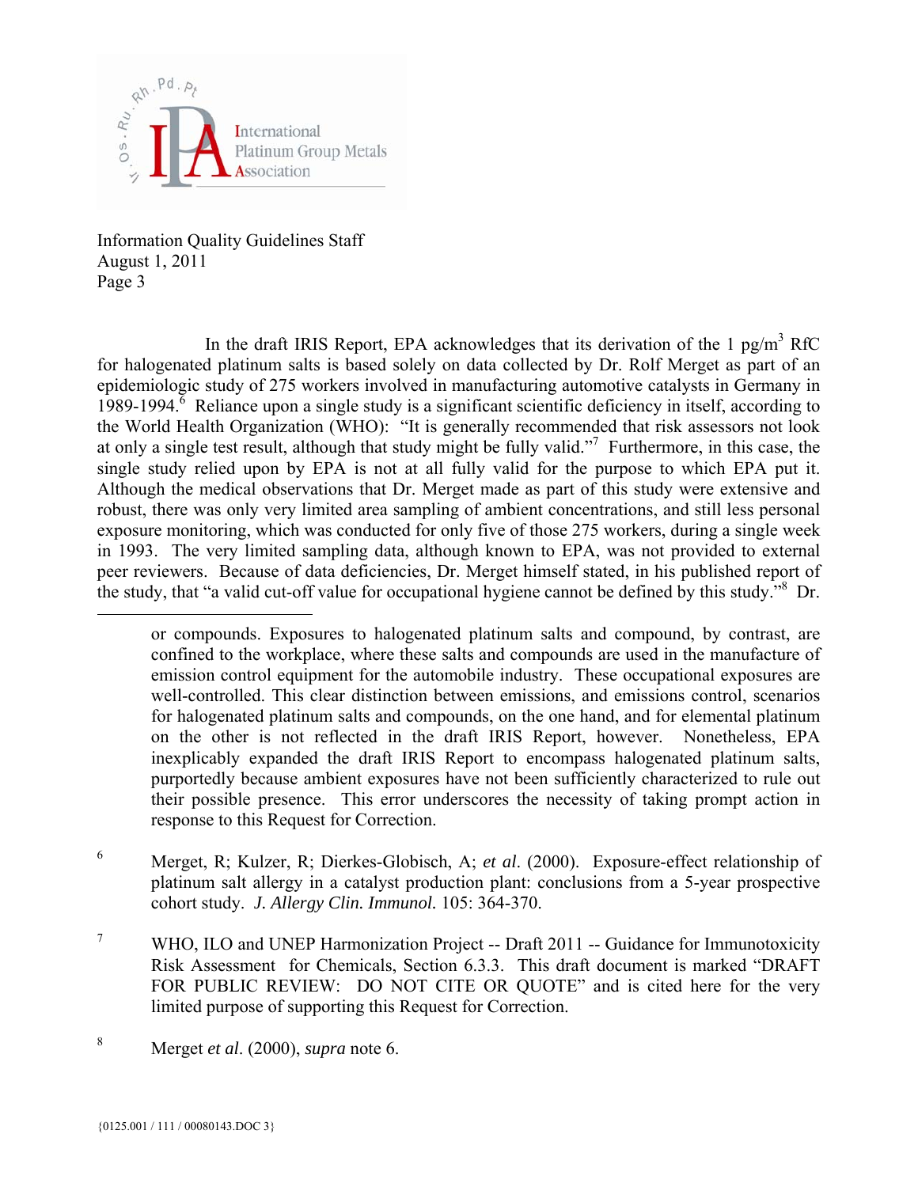In the draft IRIS Report, EPA acknowledges that its derivation of the 1 pg/m$^3$ RfC for halogenated platinum salts is based solely on data collected by Dr. Rolf Merget as part of an epidemiologic study of 275 workers involved in manufacturing automotive catalysts in Germany in 1989-1994.[6] Reliance upon a single study is a significant scientific deficiency in itself, according to the World Health Organization (WHO): "It is generally recommended that risk assessors not look at only a single test result, although that study might be fully valid."[7] Furthermore, in this case, the single study relied upon by EPA is not at all fully valid for the purpose to which EPA put it. Although the medical observations that Dr. Merget made as part of this study were extensive and robust, there was only very limited area sampling of ambient concentrations, and still less personal exposure monitoring, which was conducted for only five of those 275 workers, during a single week in 1993. The very limited sampling data, although known to EPA, was not provided to external peer reviewers. Because of data deficiencies, Dr. Merget himself stated, in his published report of the study, that "a valid cut-off value for occupational hygiene cannot be defined by this study."[8] Dr.

---

or compounds. Exposures to halogenated platinum salts and compound, by contrast, are confined to the workplace, where these salts and compounds are used in the manufacture of emission control equipment for the automobile industry. These occupational exposures are well-controlled. This clear distinction between emissions, and emissions control, scenarios for halogenated platinum salts and compounds, on the one hand, and for elemental platinum on the other is not reflected in the draft IRIS Report, however. Nonetheless, EPA inexplicably expanded the draft IRIS Report to encompass halogenated platinum salts, purportedly because ambient exposures have not been sufficiently characterized to rule out their possible presence. This error underscores the necessity of taking prompt action in response to this Request for Correction.

[6] Merget, R; Kulzer, R; Dierkes-Globisch, A; *et al*. (2000). Exposure-effect relationship of platinum salt allergy in a catalyst production plant: conclusions from a 5-year prospective cohort study. *J. Allergy Clin. Immunol.* 105: 364-370.

[7] WHO, ILO and UNEP Harmonization Project -- Draft 2011 -- Guidance for Immunotoxicity Risk Assessment for Chemicals, Section 6.3.3. This draft document is marked "DRAFT FOR PUBLIC REVIEW: DO NOT CITE OR QUOTE" and is cited here for the very limited purpose of supporting this Request for Correction.

[8] Merget *et al*. (2000), *supra* note 6.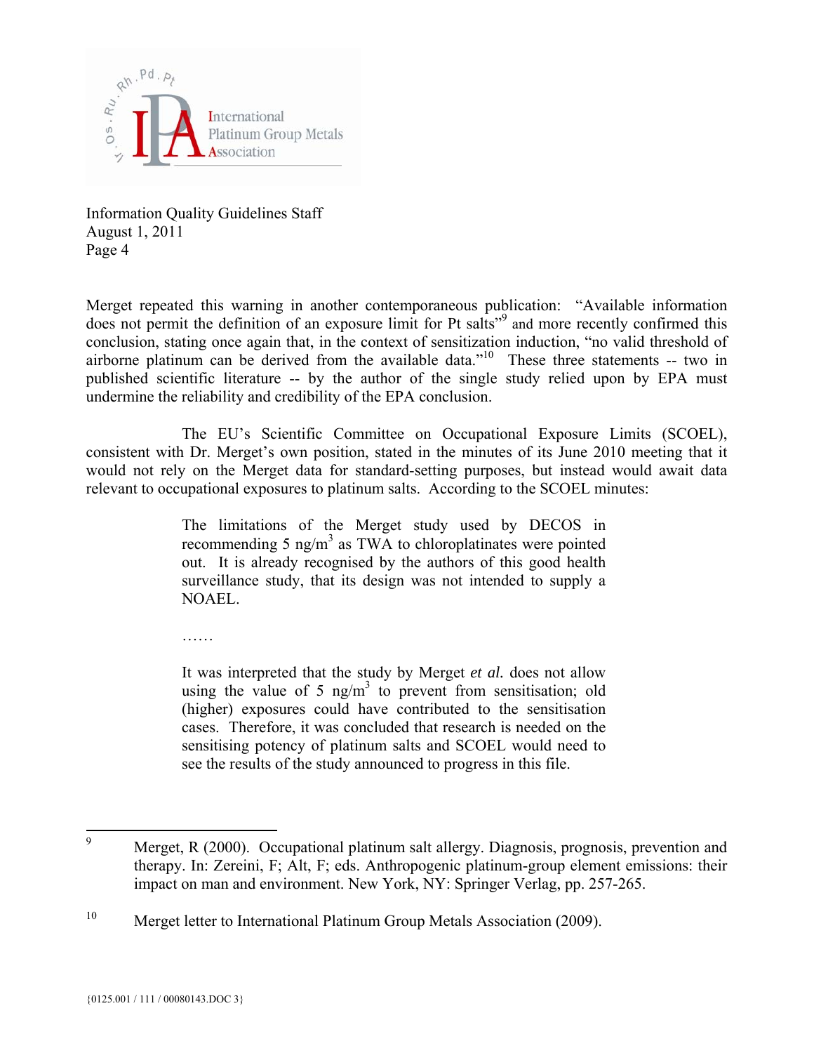Information Quality Guidelines Staff
August 1, 2011
Page 4

Merget repeated this warning in another contemporaneous publication: "Available information does not permit the definition of an exposure limit for Pt salts"[9] and more recently confirmed this conclusion, stating once again that, in the context of sensitization induction, "no valid threshold of airborne platinum can be derived from the available data."[10] These three statements -- two in published scientific literature -- by the author of the single study relied upon by EPA must undermine the reliability and credibility of the EPA conclusion.

The EU's Scientific Committee on Occupational Exposure Limits (SCOEL), consistent with Dr. Merget's own position, stated in the minutes of its June 2010 meeting that it would not rely on the Merget data for standard-setting purposes, but instead would await data relevant to occupational exposures to platinum salts. According to the SCOEL minutes:

> The limitations of the Merget study used by DECOS in recommending 5 ng/m$^3$ as TWA to chloroplatinates were pointed out. It is already recognised by the authors of this good health surveillance study, that its design was not intended to supply a NOAEL.
>
> ……
>
> It was interpreted that the study by Merget *et al.* does not allow using the value of 5 ng/m$^3$ to prevent from sensitisation; old (higher) exposures could have contributed to the sensitisation cases. Therefore, it was concluded that research is needed on the sensitising potency of platinum salts and SCOEL would need to see the results of the study announced to progress in this file.

---

[9] Merget, R (2000). Occupational platinum salt allergy. Diagnosis, prognosis, prevention and therapy. In: Zereini, F; Alt, F; eds. Anthropogenic platinum-group element emissions: their impact on man and environment. New York, NY: Springer Verlag, pp. 257-265.

[10] Merget letter to International Platinum Group Metals Association (2009).

{0125.001 / 111 / 00080143.DOC 3}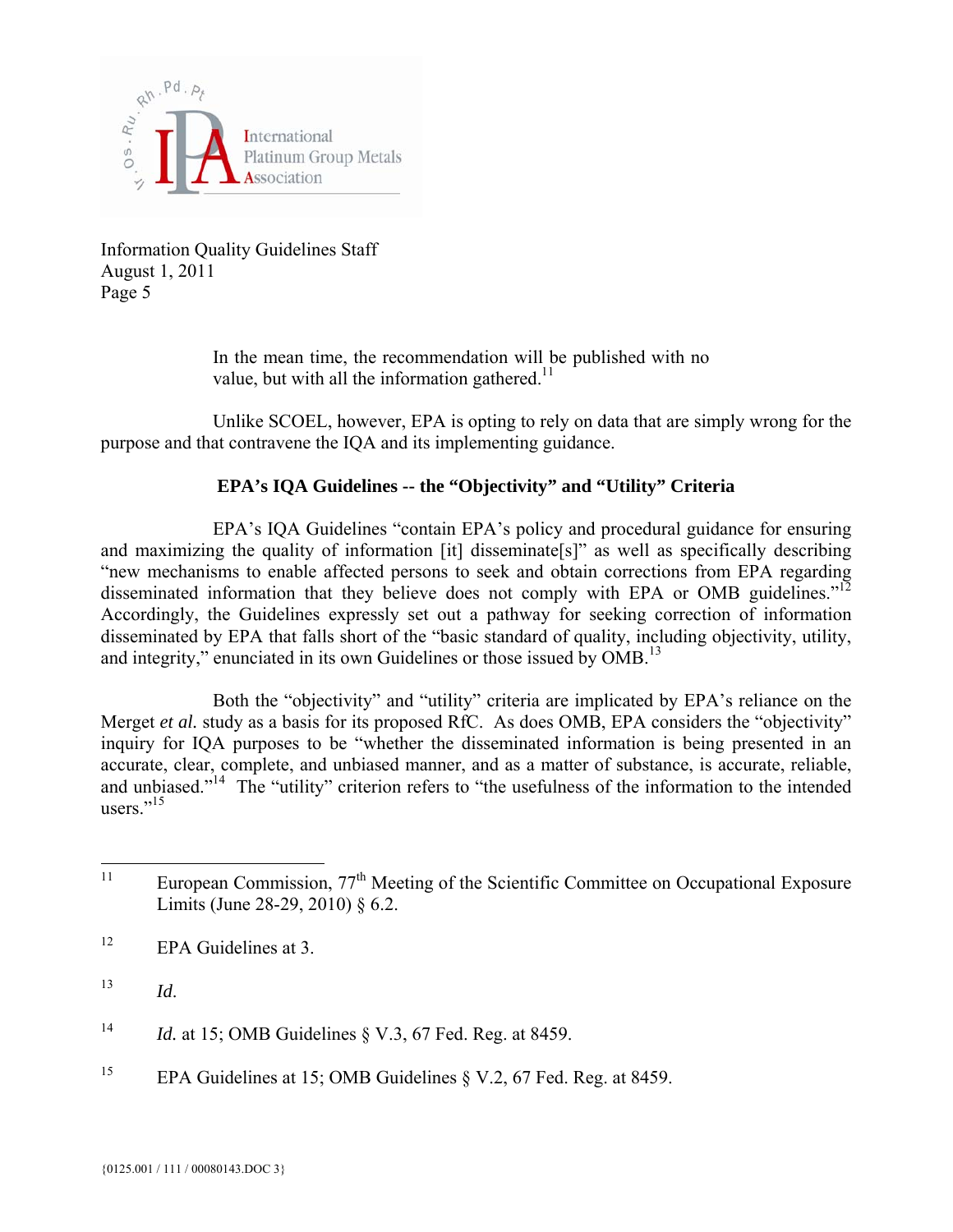In the mean time, the recommendation will be published with no value, but with all the information gathered.[11]

Unlike SCOEL, however, EPA is opting to rely on data that are simply wrong for the purpose and that contravene the IQA and its implementing guidance.

**EPA's IQA Guidelines -- the "Objectivity" and "Utility" Criteria**

EPA's IQA Guidelines "contain EPA's policy and procedural guidance for ensuring and maximizing the quality of information [it] disseminate[s]" as well as specifically describing "new mechanisms to enable affected persons to seek and obtain corrections from EPA regarding disseminated information that they believe does not comply with EPA or OMB guidelines."[12] Accordingly, the Guidelines expressly set out a pathway for seeking correction of information disseminated by EPA that falls short of the "basic standard of quality, including objectivity, utility, and integrity," enunciated in its own Guidelines or those issued by OMB.[13]

Both the "objectivity" and "utility" criteria are implicated by EPA's reliance on the Merget *et al.* study as a basis for its proposed RfC. As does OMB, EPA considers the "objectivity" inquiry for IQA purposes to be "whether the disseminated information is being presented in an accurate, clear, complete, and unbiased manner, and as a matter of substance, is accurate, reliable, and unbiased."[14] The "utility" criterion refers to "the usefulness of the information to the intended users."[15]

---

[11] European Commission, 77th Meeting of the Scientific Committee on Occupational Exposure Limits (June 28-29, 2010) § 6.2.

[12] EPA Guidelines at 3.

[13] *Id*.

[14] *Id.* at 15; OMB Guidelines § V.3, 67 Fed. Reg. at 8459.

[15] EPA Guidelines at 15; OMB Guidelines § V.2, 67 Fed. Reg. at 8459.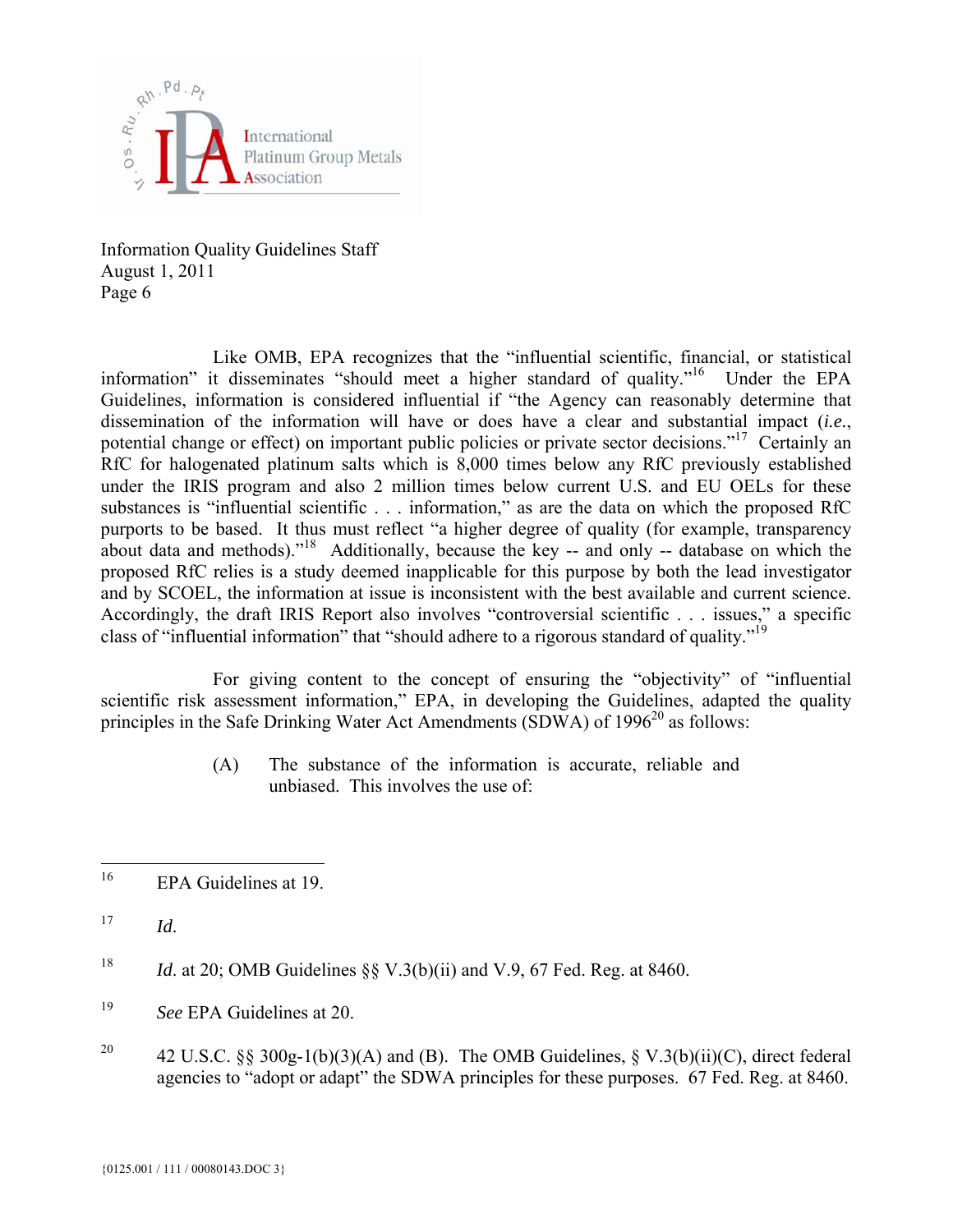Like OMB, EPA recognizes that the "influential scientific, financial, or statistical information" it disseminates "should meet a higher standard of quality."[16] Under the EPA Guidelines, information is considered influential if "the Agency can reasonably determine that dissemination of the information will have or does have a clear and substantial impact (*i.e.*, potential change or effect) on important public policies or private sector decisions."[17] Certainly an RfC for halogenated platinum salts which is 8,000 times below any RfC previously established under the IRIS program and also 2 million times below current U.S. and EU OELs for these substances is "influential scientific . . . information," as are the data on which the proposed RfC purports to be based. It thus must reflect "a higher degree of quality (for example, transparency about data and methods)."[18] Additionally, because the key -- and only -- database on which the proposed RfC relies is a study deemed inapplicable for this purpose by both the lead investigator and by SCOEL, the information at issue is inconsistent with the best available and current science. Accordingly, the draft IRIS Report also involves "controversial scientific . . . issues," a specific class of "influential information" that "should adhere to a rigorous standard of quality."[19]

For giving content to the concept of ensuring the "objectivity" of "influential scientific risk assessment information," EPA, in developing the Guidelines, adapted the quality principles in the Safe Drinking Water Act Amendments (SDWA) of 1996[20] as follows:

> (A) The substance of the information is accurate, reliable and unbiased. This involves the use of:

---

16 EPA Guidelines at 19.

17 *Id*.

18 *Id*. at 20; OMB Guidelines §§ V.3(b)(ii) and V.9, 67 Fed. Reg. at 8460.

19 *See* EPA Guidelines at 20.

20 42 U.S.C. §§ 300g-1(b)(3)(A) and (B). The OMB Guidelines, § V.3(b)(ii)(C), direct federal agencies to "adopt or adapt" the SDWA principles for these purposes. 67 Fed. Reg. at 8460.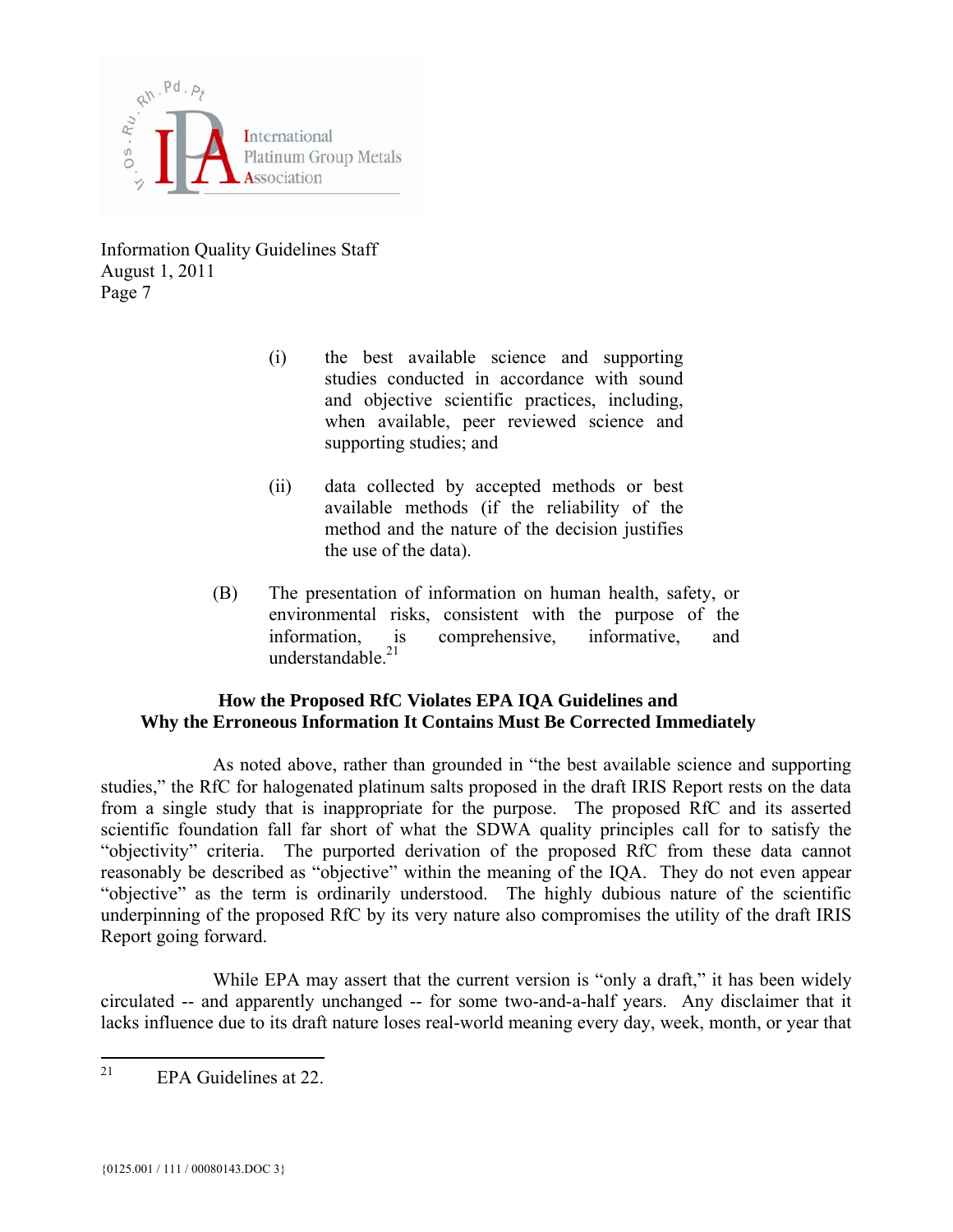(i) the best available science and supporting studies conducted in accordance with sound and objective scientific practices, including, when available, peer reviewed science and supporting studies; and

(ii) data collected by accepted methods or best available methods (if the reliability of the method and the nature of the decision justifies the use of the data).

(B) The presentation of information on human health, safety, or environmental risks, consistent with the purpose of the information, is comprehensive, informative, and understandable.[21]

**How the Proposed RfC Violates EPA IQA Guidelines and Why the Erroneous Information It Contains Must Be Corrected Immediately**

As noted above, rather than grounded in "the best available science and supporting studies," the RfC for halogenated platinum salts proposed in the draft IRIS Report rests on the data from a single study that is inappropriate for the purpose. The proposed RfC and its asserted scientific foundation fall far short of what the SDWA quality principles call for to satisfy the "objectivity" criteria. The purported derivation of the proposed RfC from these data cannot reasonably be described as "objective" within the meaning of the IQA. They do not even appear "objective" as the term is ordinarily understood. The highly dubious nature of the scientific underpinning of the proposed RfC by its very nature also compromises the utility of the draft IRIS Report going forward.

While EPA may assert that the current version is "only a draft," it has been widely circulated -- and apparently unchanged -- for some two-and-a-half years. Any disclaimer that it lacks influence due to its draft nature loses real-world meaning every day, week, month, or year that

---

[21] EPA Guidelines at 22.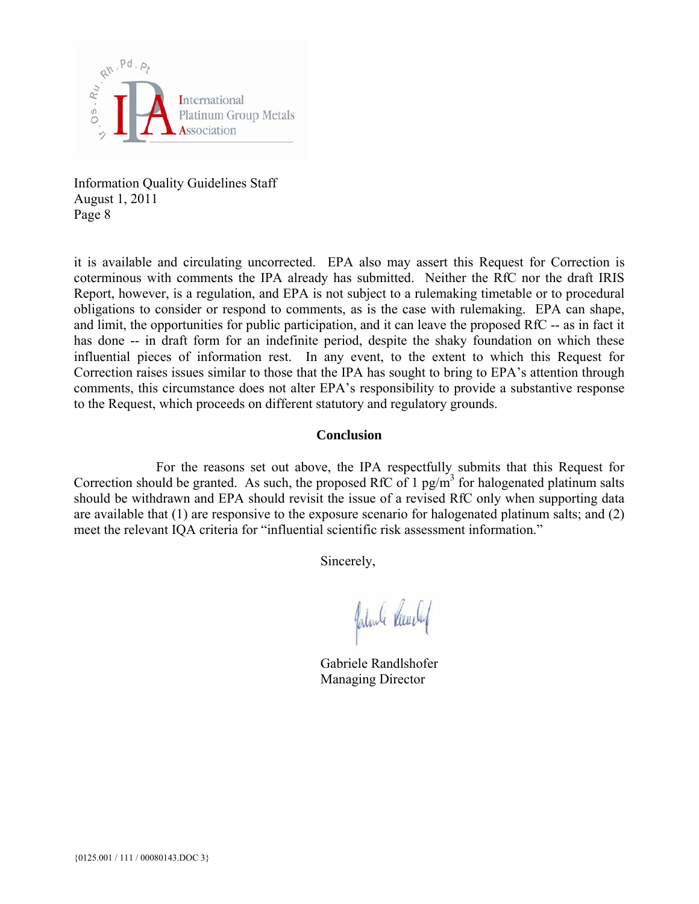it is available and circulating uncorrected. EPA also may assert this Request for Correction is coterminous with comments the IPA already has submitted. Neither the RfC nor the draft IRIS Report, however, is a regulation, and EPA is not subject to a rulemaking timetable or to procedural obligations to consider or respond to comments, as is the case with rulemaking. EPA can shape, and limit, the opportunities for public participation, and it can leave the proposed RfC -- as in fact it has done -- in draft form for an indefinite period, despite the shaky foundation on which these influential pieces of information rest. In any event, to the extent to which this Request for Correction raises issues similar to those that the IPA has sought to bring to EPA's attention through comments, this circumstance does not alter EPA's responsibility to provide a substantive response to the Request, which proceeds on different statutory and regulatory grounds.

## Conclusion

For the reasons set out above, the IPA respectfully submits that this Request for Correction should be granted. As such, the proposed RfC of 1 $pg/m^3$ for halogenated platinum salts should be withdrawn and EPA should revisit the issue of a revised RfC only when supporting data are available that (1) are responsive to the exposure scenario for halogenated platinum salts; and (2) meet the relevant IQA criteria for "influential scientific risk assessment information."

Sincerely,

Gabriele Randlshofer
Managing Director

{0125.001 / 111 / 00080143.DOC 3}